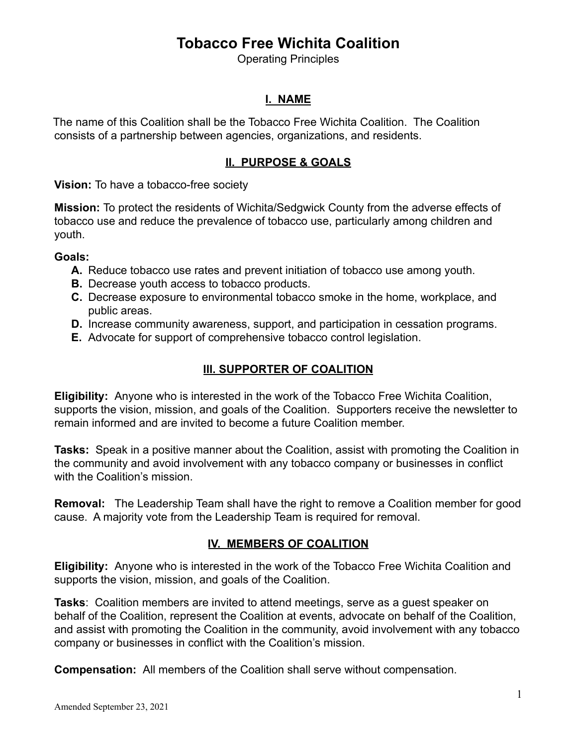# Tobacco Free Wichita Coalition

Operating Principles

## I. NAME

The name of this Coalition shall be the Tobacco Free Wichita Coalition. The Coalition consists of a partnership between agencies, organizations, and residents.

## II. PURPOSE & GOALS

**Vision:** To have a tobacco-free society

**Mission:** To protect the residents of Wichita/Sedgwick County from the adverse effects of tobacco use and reduce the prevalence of tobacco use, particularly among children and youth.

**Goals:**

- **A.** Reduce tobacco use rates and prevent initiation of tobacco use among youth.
- **B.** Decrease youth access to tobacco products.
- **C.** Decrease exposure to environmental tobacco smoke in the home, workplace, and public areas.
- **D.** Increase community awareness, support, and participation in cessation programs.
- **E.** Advocate for support of comprehensive tobacco control legislation.

## III. SUPPORTER OF COALITION

**Eligibility:** Anyone who is interested in the work of the Tobacco Free Wichita Coalition, supports the vision, mission, and goals of the Coalition. Supporters receive the newsletter to remain informed and are invited to become a future Coalition member.

**Tasks:** Speak in a positive manner about the Coalition, assist with promoting the Coalition in the community and avoid involvement with any tobacco company or businesses in conflict with the Coalition's mission.

**Removal:** The Leadership Team shall have the right to remove a Coalition member for good cause. A majority vote from the Leadership Team is required for removal.

## IV. MEMBERS OF COALITION

**Eligibility:** Anyone who is interested in the work of the Tobacco Free Wichita Coalition and supports the vision, mission, and goals of the Coalition.

**Tasks**: Coalition members are invited to attend meetings, serve as a guest speaker on behalf of the Coalition, represent the Coalition at events, advocate on behalf of the Coalition, and assist with promoting the Coalition in the community, avoid involvement with any tobacco company or businesses in conflict with the Coalition's mission.

**Compensation:** All members of the Coalition shall serve without compensation.

Amended September 23, 2021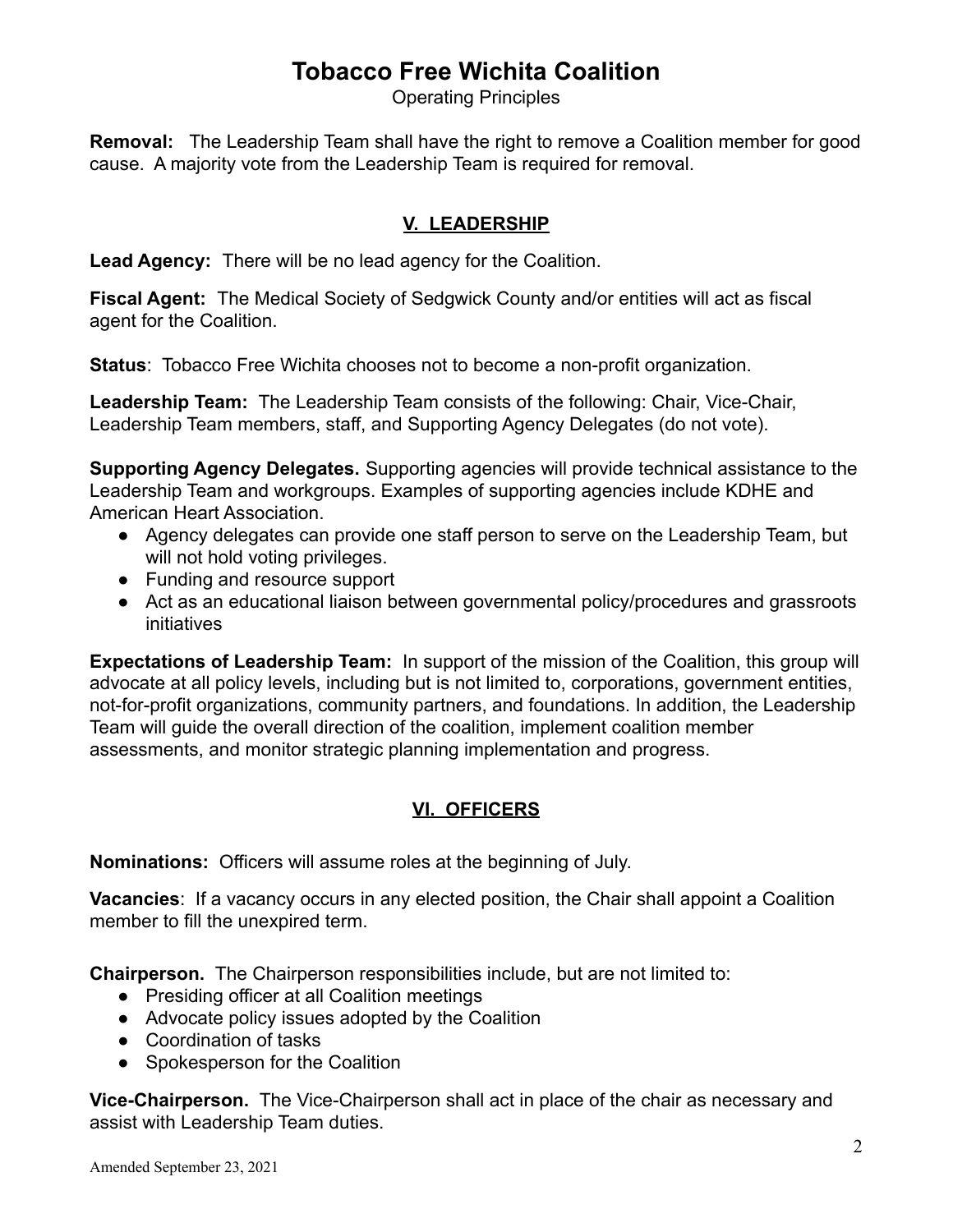**Removal:** The Leadership Team shall have the right to remove a Coalition member for good cause. A majority vote from the Leadership Team is required for removal.

## V. LEADERSHIP

**Lead Agency:** There will be no lead agency for the Coalition.

**Fiscal Agent:** The Medical Society of Sedgwick County and/or entities will act as fiscal agent for the Coalition.

**Status**: Tobacco Free Wichita chooses not to become a non-profit organization.

**Leadership Team:** The Leadership Team consists of the following: Chair, Vice-Chair, Leadership Team members, staff, and Supporting Agency Delegates (do not vote).

**Supporting Agency Delegates.** Supporting agencies will provide technical assistance to the Leadership Team and workgroups. Examples of supporting agencies include KDHE and American Heart Association.

- Agency delegates can provide one staff person to serve on the Leadership Team, but will not hold voting privileges.
- Funding and resource support
- Act as an educational liaison between governmental policy/procedures and grassroots initiatives

**Expectations of Leadership Team:** In support of the mission of the Coalition, this group will advocate at all policy levels, including but is not limited to, corporations, government entities, not-for-profit organizations, community partners, and foundations. In addition, the Leadership Team will guide the overall direction of the coalition, implement coalition member assessments, and monitor strategic planning implementation and progress.

## VI. OFFICERS

**Nominations:** Officers will assume roles at the beginning of July.

**Vacancies**: If a vacancy occurs in any elected position, the Chair shall appoint a Coalition member to fill the unexpired term.

**Chairperson.** The Chairperson responsibilities include, but are not limited to:

- Presiding officer at all Coalition meetings
- Advocate policy issues adopted by the Coalition
- Coordination of tasks
- Spokesperson for the Coalition

**Vice-Chairperson.** The Vice-Chairperson shall act in place of the chair as necessary and assist with Leadership Team duties.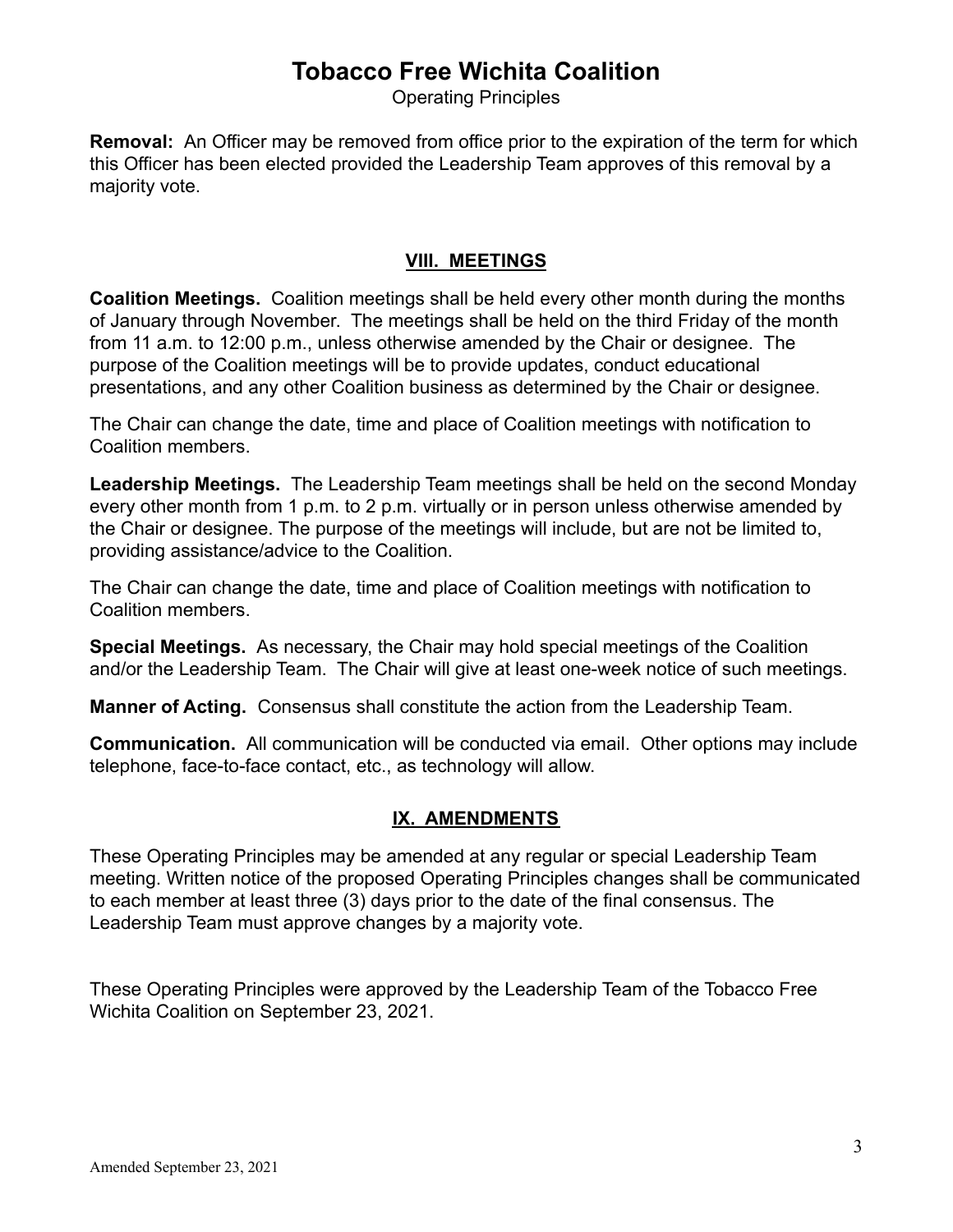**Removal:** An Officer may be removed from office prior to the expiration of the term for which this Officer has been elected provided the Leadership Team approves of this removal by a majority vote.

## VIII. MEETINGS

**Coalition Meetings.** Coalition meetings shall be held every other month during the months of January through November. The meetings shall be held on the third Friday of the month from 11 a.m. to 12:00 p.m., unless otherwise amended by the Chair or designee. The purpose of the Coalition meetings will be to provide updates, conduct educational presentations, and any other Coalition business as determined by the Chair or designee.

The Chair can change the date, time and place of Coalition meetings with notification to Coalition members.

**Leadership Meetings.** The Leadership Team meetings shall be held on the second Monday every other month from 1 p.m. to 2 p.m. virtually or in person unless otherwise amended by the Chair or designee. The purpose of the meetings will include, but are not be limited to, providing assistance/advice to the Coalition.

The Chair can change the date, time and place of Coalition meetings with notification to Coalition members.

**Special Meetings.** As necessary, the Chair may hold special meetings of the Coalition and/or the Leadership Team. The Chair will give at least one-week notice of such meetings.

**Manner of Acting.** Consensus shall constitute the action from the Leadership Team.

**Communication.** All communication will be conducted via email. Other options may include telephone, face-to-face contact, etc., as technology will allow.

## IX. AMENDMENTS

These Operating Principles may be amended at any regular or special Leadership Team meeting. Written notice of the proposed Operating Principles changes shall be communicated to each member at least three (3) days prior to the date of the final consensus. The Leadership Team must approve changes by a majority vote.

These Operating Principles were approved by the Leadership Team of the Tobacco Free Wichita Coalition on September 23, 2021.